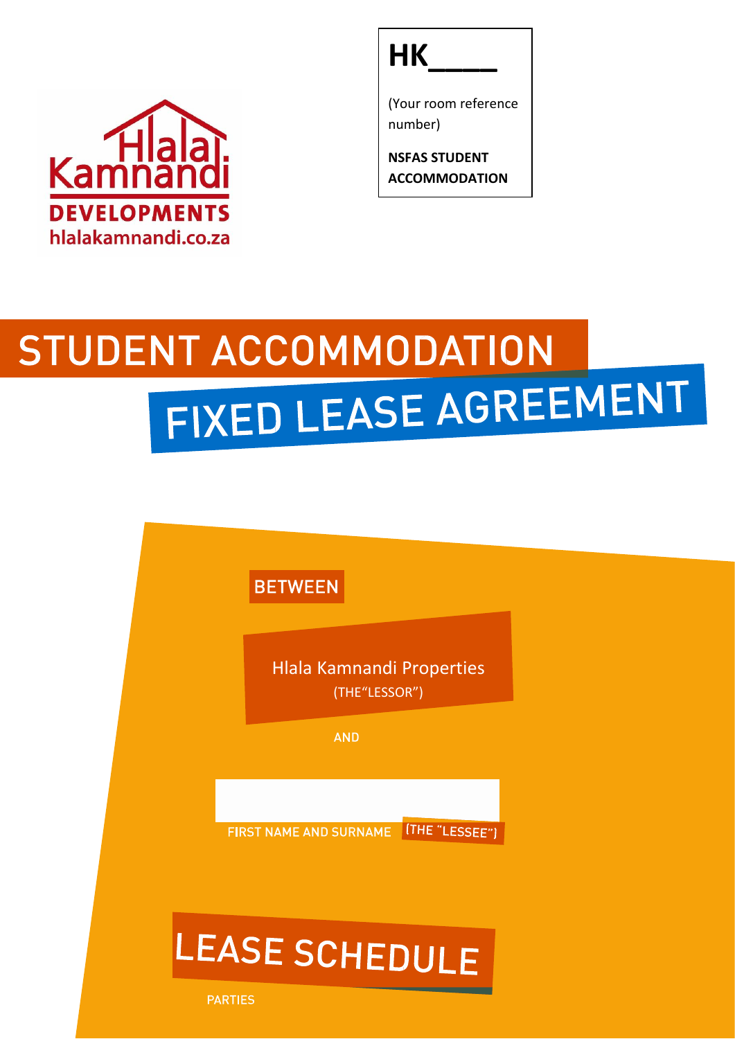Hlala Kamnandi DEVELOPMENTS
hlalakamnandi.co.za

**HK____**

(Your room reference number)

**NSFAS STUDENT ACCOMMODATION**

# STUDENT ACCOMMODATION

# FIXED LEASE AGREEMENT

BETWEEN

Hlala Kamnandi Properties
(THE"LESSOR")

AND

FIRST NAME AND SURNAME (THE "LESSEE")

# LEASE SCHEDULE

PARTIES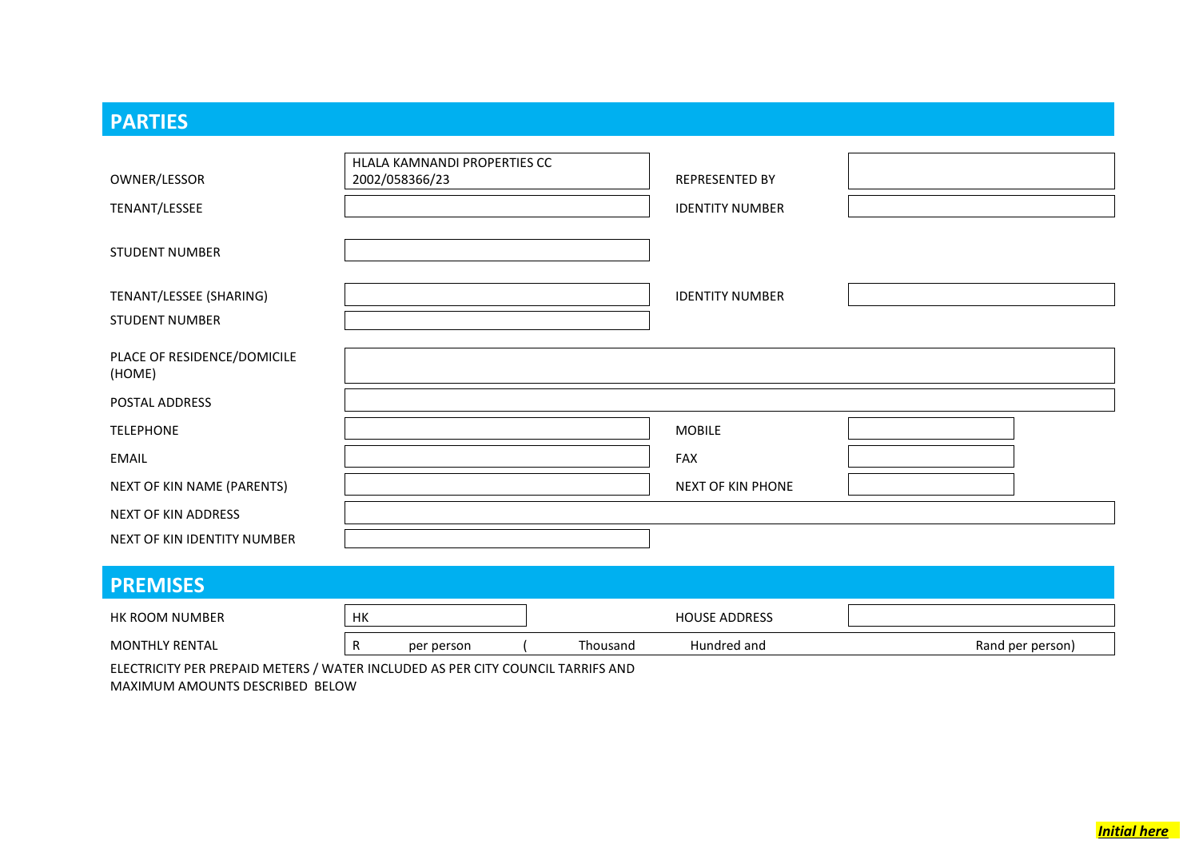## PARTIES

| | | | |
|---|---|---|---|
| OWNER/LESSOR | HLALA KAMNANDI PROPERTIES CC 2002/058366/23 | REPRESENTED BY | |
| TENANT/LESSEE | | IDENTITY NUMBER | |
| STUDENT NUMBER | | | |
| TENANT/LESSEE (SHARING) | | IDENTITY NUMBER | |
| STUDENT NUMBER | | | |
| PLACE OF RESIDENCE/DOMICILE (HOME) | | | |
| POSTAL ADDRESS | | | |
| TELEPHONE | | MOBILE | |
| EMAIL | | FAX | |
| NEXT OF KIN NAME (PARENTS) | | NEXT OF KIN PHONE | |
| NEXT OF KIN ADDRESS | | | |
| NEXT OF KIN IDENTITY NUMBER | | | |

## PREMISES

| | | | |
|---|---|---|---|
| HK ROOM NUMBER | HK | HOUSE ADDRESS | |
| MONTHLY RENTAL | R per person ( Thousand | Hundred and | Rand per person) |

ELECTRICITY PER PREPAID METERS / WATER INCLUDED AS PER CITY COUNCIL TARRIFS AND MAXIMUM AMOUNTS DESCRIBED BELOW

***Initial here***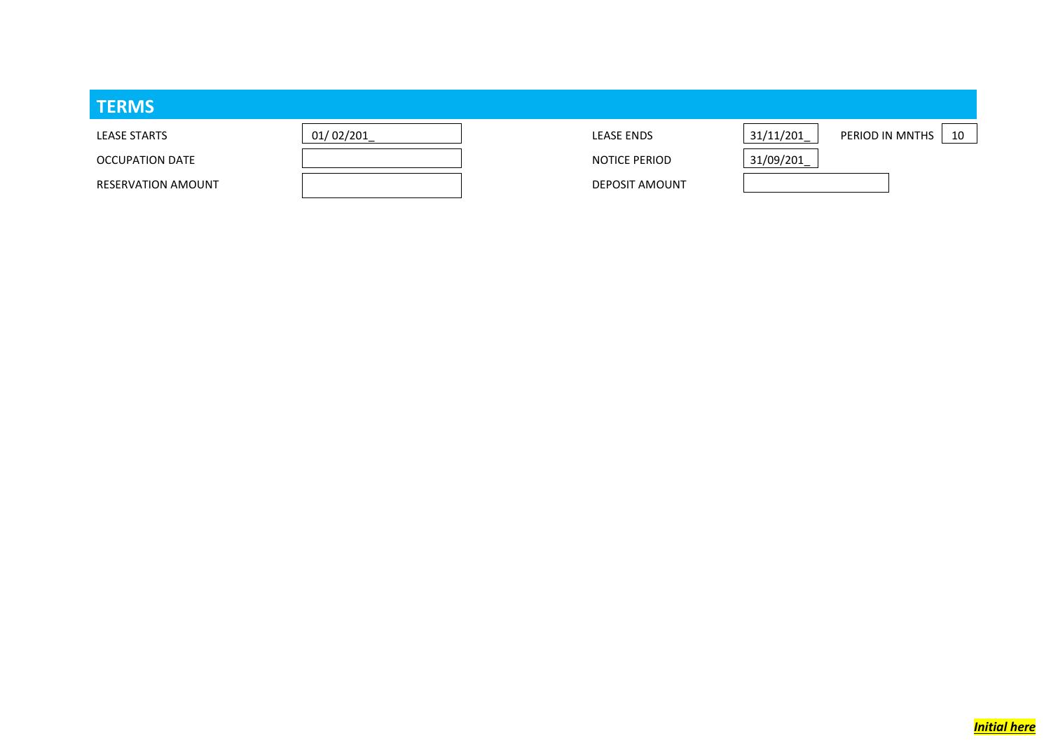## TERMS

| | | | | | |
|---|---|---|---|---|---|
| LEASE STARTS | 01/ 02/201_ | LEASE ENDS | 31/11/201_ | PERIOD IN MNTHS | 10 |
| OCCUPATION DATE | | NOTICE PERIOD | 31/09/201_ | | |
| RESERVATION AMOUNT | | DEPOSIT AMOUNT | | | |

***Initial here***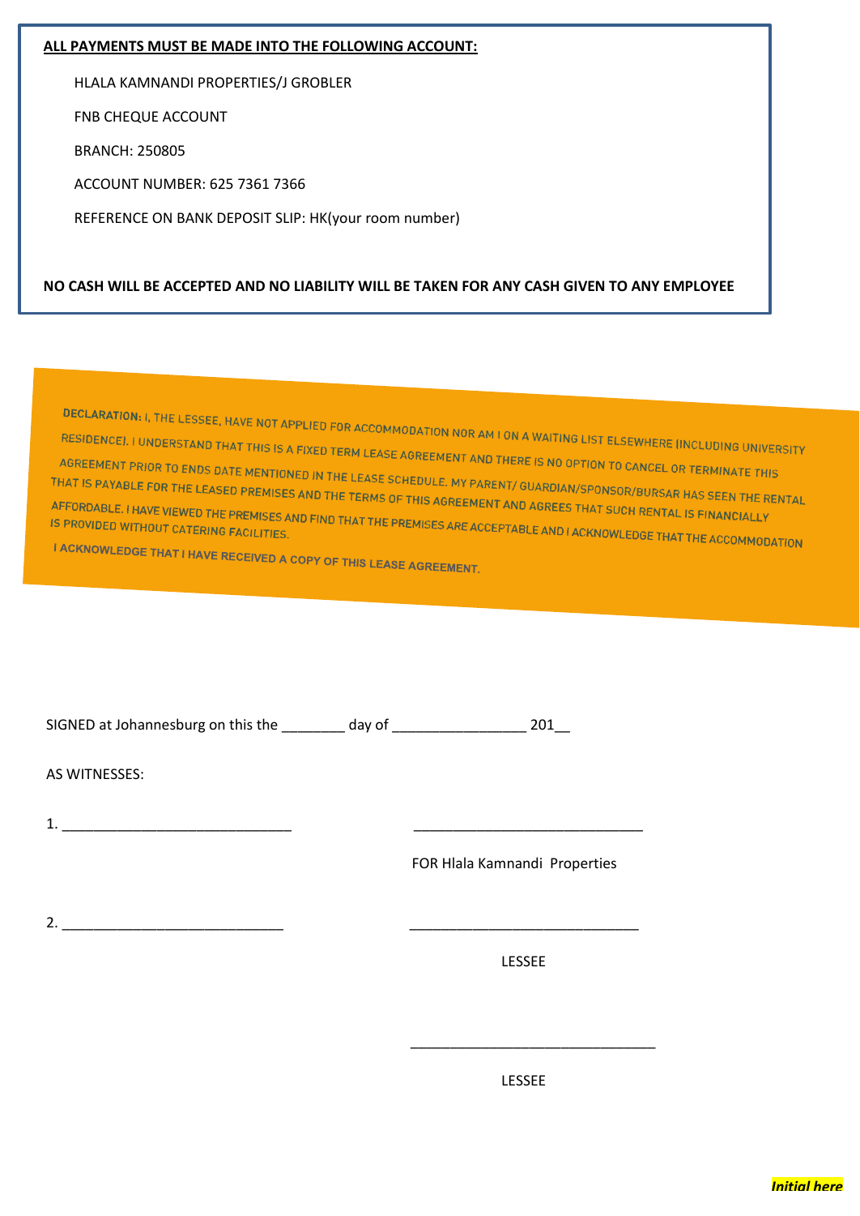**ALL PAYMENTS MUST BE MADE INTO THE FOLLOWING ACCOUNT:**

HLALA KAMNANDI PROPERTIES/J GROBLER

FNB CHEQUE ACCOUNT

BRANCH: 250805

ACCOUNT NUMBER: 625 7361 7366

REFERENCE ON BANK DEPOSIT SLIP: HK(your room number)

**NO CASH WILL BE ACCEPTED AND NO LIABILITY WILL BE TAKEN FOR ANY CASH GIVEN TO ANY EMPLOYEE**

**DECLARATION:** I, THE LESSEE, HAVE NOT APPLIED FOR ACCOMMODATION NOR AM I ON A WAITING LIST ELSEWHERE (INCLUDING UNIVERSITY RESIDENCE). I UNDERSTAND THAT THIS IS A FIXED TERM LEASE AGREEMENT AND THERE IS NO OPTION TO CANCEL OR TERMINATE THIS AGREEMENT PRIOR TO ENDS DATE MENTIONED IN THE LEASE SCHEDULE. MY PARENT/ GUARDIAN/SPONSOR/BURSAR HAS SEEN THE RENTAL THAT IS PAYABLE FOR THE LEASED PREMISES AND THE TERMS OF THIS AGREEMENT AND AGREES THAT SUCH RENTAL IS FINANCIALLY AFFORDABLE. I HAVE VIEWED THE PREMISES AND FIND THAT THE PREMISES ARE ACCEPTABLE AND I ACKNOWLEDGE THAT THE ACCOMMODATION IS PROVIDED WITHOUT CATERING FACILITIES.

I ACKNOWLEDGE THAT I HAVE RECEIVED A COPY OF THIS LEASE AGREEMENT.

SIGNED at Johannesburg on this the ________ day of _________________ 201__

AS WITNESSES:

1. _____________________________ _____________________________

FOR Hlala Kamnandi Properties

2. ____________________________ _____________________________

LESSEE

_______________________________

LESSEE

***Initial here***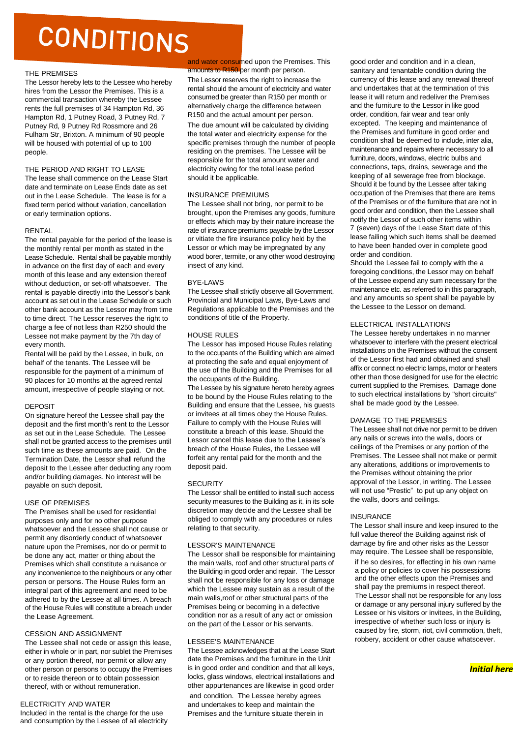# CONDITIONS

## THE PREMISES

The Lessor hereby lets to the Lessee who hereby hires from the Lessor the Premises. This is a commercial transaction whereby the Lessee rents the full premises of 34 Hampton Rd, 36 Hampton Rd, 1 Putney Road, 3 Putney Rd, 7 Putney Rd, 9 Putney Rd Rossmore and 26 Fulham Str, Brixton. A minimum of 90 people will be housed with potential of up to 100 people.

## THE PERIOD AND RIGHT TO LEASE

The lease shall commence on the Lease Start date and terminate on Lease Ends date as set out in the Lease Schedule. The lease is for a fixed term period without variation, cancellation or early termination options.

## RENTAL

The rental payable for the period of the lease is the monthly rental per month as stated in the Lease Schedule. Rental shall be payable monthly in advance on the first day of each and every month of this lease and any extension thereof without deduction, or set-off whatsoever. The rental is payable directly into the Lessor's bank account as set out in the Lease Schedule or such other bank account as the Lessor may from time to time direct. The Lessor reserves the right to charge a fee of not less than R250 should the Lessee not make payment by the 7th day of every month.

Rental will be paid by the Lessee, in bulk, on behalf of the tenants. The Lessee will be responsible for the payment of a minimum of 90 places for 10 months at the agreed rental amount, irrespective of people staying or not.

## DEPOSIT

On signature hereof the Lessee shall pay the deposit and the first month's rent to the Lessor as set out in the Lease Schedule. The Lessee shall not be granted access to the premises until such time as these amounts are paid. On the Termination Date, the Lessor shall refund the deposit to the Lessee after deducting any room and/or building damages. No interest will be payable on such deposit.

## USE OF PREMISES

The Premises shall be used for residential purposes only and for no other purpose whatsoever and the Lessee shall not cause or permit any disorderly conduct of whatsoever nature upon the Premises, nor do or permit to be done any act, matter or thing about the Premises which shall constitute a nuisance or any inconvenience to the neighbours or any other person or persons. The House Rules form an integral part of this agreement and need to be adhered to by the Lessee at all times. A breach of the House Rules will constitute a breach under the Lease Agreement.

## CESSION AND ASSIGNMENT

The Lessee shall not cede or assign this lease, either in whole or in part, nor sublet the Premises or any portion thereof, nor permit or allow any other person or persons to occupy the Premises or to reside thereon or to obtain possession thereof, with or without remuneration.

## ELECTRICITY AND WATER

Included in the rental is the charge for the use and consumption by the Lessee of all electricity and water consumed upon the Premises. This amounts to R150 per month per person.

The Lessor reserves the right to increase the rental should the amount of electricity and water consumed be greater than R150 per month or alternatively charge the difference between R150 and the actual amount per person.

The due amount will be calculated by dividing the total water and electricity expense for the specific premises through the number of people residing on the premises. The Lessee will be responsible for the total amount water and electricity owing for the total lease period should it be applicable.

## INSURANCE PREMIUMS

The Lessee shall not bring, nor permit to be brought, upon the Premises any goods, furniture or effects which may by their nature increase the rate of insurance premiums payable by the Lessor or vitiate the fire insurance policy held by the Lessor or which may be impregnated by any wood borer, termite, or any other wood destroying insect of any kind.

## BYE-LAWS

The Lessee shall strictly observe all Government, Provincial and Municipal Laws, Bye-Laws and Regulations applicable to the Premises and the conditions of title of the Property.

## HOUSE RULES

The Lessor has imposed House Rules relating to the occupants of the Building which are aimed at protecting the safe and equal enjoyment of the use of the Building and the Premises for all the occupants of the Building.

The Lessee by his signature hereto hereby agrees to be bound by the House Rules relating to the Building and ensure that the Lessee, his guests or invitees at all times obey the House Rules. Failure to comply with the House Rules will constitute a breach of this lease. Should the Lessor cancel this lease due to the Lessee's breach of the House Rules, the Lessee will forfeit any rental paid for the month and the deposit paid.

## SECURITY

The Lessor shall be entitled to install such access security measures to the Building as it, in its sole discretion may decide and the Lessee shall be obliged to comply with any procedures or rules relating to that security.

## LESSOR'S MAINTENANCE

The Lessor shall be responsible for maintaining the main walls, roof and other structural parts of the Building in good order and repair. The Lessor shall not be responsible for any loss or damage which the Lessee may sustain as a result of the main walls,roof or other structural parts of the Premises being or becoming in a defective condition nor as a result of any act or omission on the part of the Lessor or his servants.

## LESSEE'S MAINTENANCE

The Lessee acknowledges that at the Lease Start date the Premises and the furniture in the Unit is in good order and condition and that all keys, locks, glass windows, electrical installations and other appurtenances are likewise in good order and condition. The Lessee hereby agrees and undertakes to keep and maintain the Premises and the furniture situate therein in good order and condition and in a clean, sanitary and tenantable condition during the currency of this lease and any renewal thereof and undertakes that at the termination of this lease it will return and redeliver the Premises and the furniture to the Lessor in like good order, condition, fair wear and tear only excepted. The keeping and maintenance of the Premises and furniture in good order and condition shall be deemed to include, inter alia, maintenance and repairs where necessary to all furniture, doors, windows, electric bulbs and connections, taps, drains, sewerage and the keeping of all sewerage free from blockage. Should it be found by the Lessee after taking occupation of the Premises that there are items of the Premises or of the furniture that are not in good order and condition, then the Lessee shall notify the Lessor of such other items within 7 (seven) days of the Lease Start date of this lease failing which such items shall be deemed to have been handed over in complete good order and condition.

Should the Lessee fail to comply with the a foregoing conditions, the Lessor may on behalf of the Lessee expend any sum necessary for the maintenance etc. as referred to in this paragraph, and any amounts so spent shall be payable by the Lessee to the Lessor on demand.

## ELECTRICAL INSTALLATIONS

The Lessee hereby undertakes in no manner whatsoever to interfere with the present electrical installations on the Premises without the consent of the Lessor first had and obtained and shall affix or connect no electric lamps, motor or heaters other than those designed for use for the electric current supplied to the Premises. Damage done to such electrical installations by "short circuits" shall be made good by the Lessee.

## DAMAGE TO THE PREMISES

The Lessee shall not drive nor permit to be driven any nails or screws into the walls, doors or ceilings of the Premises or any portion of the Premises. The Lessee shall not make or permit any alterations, additions or improvements to the Premises without obtaining the prior approval of the Lessor, in writing. The Lessee will not use "Prestic" to put up any object on the walls, doors and ceilings.

## INSURANCE

The Lessor shall insure and keep insured to the full value thereof the Building against risk of damage by fire and other risks as the Lessor may require. The Lessee shall be responsible, if he so desires, for effecting in his own name a policy or policies to cover his possessions and the other effects upon the Premises and shall pay the premiums in respect thereof. The Lessor shall not be responsible for any loss or damage or any personal injury suffered by the Lessee or his visitors or invitees, in the Building, irrespective of whether such loss or injury is caused by fire, storm, riot, civil commotion, theft, robbery, accident or other cause whatsoever.

***Initial here***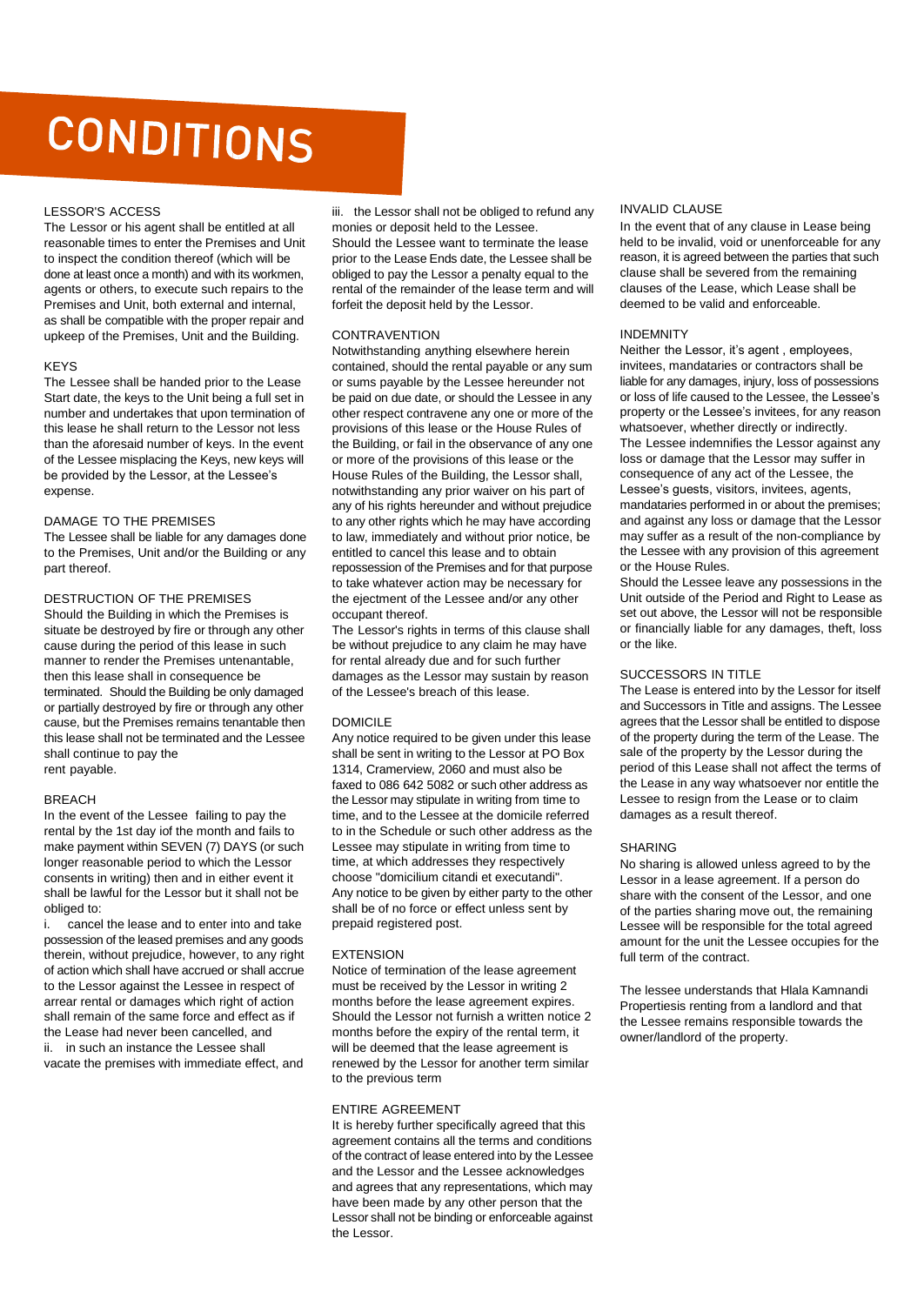# CONDITIONS

## LESSOR'S ACCESS

The Lessor or his agent shall be entitled at all reasonable times to enter the Premises and Unit to inspect the condition thereof (which will be done at least once a month) and with its workmen, agents or others, to execute such repairs to the Premises and Unit, both external and internal, as shall be compatible with the proper repair and upkeep of the Premises, Unit and the Building.

## KEYS

The Lessee shall be handed prior to the Lease Start date, the keys to the Unit being a full set in number and undertakes that upon termination of this lease he shall return to the Lessor not less than the aforesaid number of keys. In the event of the Lessee misplacing the Keys, new keys will be provided by the Lessor, at the Lessee's expense.

## DAMAGE TO THE PREMISES

The Lessee shall be liable for any damages done to the Premises, Unit and/or the Building or any part thereof.

## DESTRUCTION OF THE PREMISES

Should the Building in which the Premises is situate be destroyed by fire or through any other cause during the period of this lease in such manner to render the Premises untenantable, then this lease shall in consequence be terminated. Should the Building be only damaged or partially destroyed by fire or through any other cause, but the Premises remains tenantable then this lease shall not be terminated and the Lessee shall continue to pay the rent payable.

## BREACH

In the event of the Lessee failing to pay the rental by the 1st day iof the month and fails to make payment within SEVEN (7) DAYS (or such longer reasonable period to which the Lessor consents in writing) then and in either event it shall be lawful for the Lessor but it shall not be obliged to:

i. cancel the lease and to enter into and take possession of the leased premises and any goods therein, without prejudice, however, to any right of action which shall have accrued or shall accrue to the Lessor against the Lessee in respect of arrear rental or damages which right of action shall remain of the same force and effect as if the Lease had never been cancelled, and

ii. in such an instance the Lessee shall vacate the premises with immediate effect, and

iii. the Lessor shall not be obliged to refund any monies or deposit held to the Lessee.

Should the Lessee want to terminate the lease prior to the Lease Ends date, the Lessee shall be obliged to pay the Lessor a penalty equal to the rental of the remainder of the lease term and will forfeit the deposit held by the Lessor.

## CONTRAVENTION

Notwithstanding anything elsewhere herein contained, should the rental payable or any sum or sums payable by the Lessee hereunder not be paid on due date, or should the Lessee in any other respect contravene any one or more of the provisions of this lease or the House Rules of the Building, or fail in the observance of any one or more of the provisions of this lease or the House Rules of the Building, the Lessor shall, notwithstanding any prior waiver on his part of any of his rights hereunder and without prejudice to any other rights which he may have according to law, immediately and without prior notice, be entitled to cancel this lease and to obtain repossession of the Premises and for that purpose to take whatever action may be necessary for the ejectment of the Lessee and/or any other occupant thereof.

The Lessor's rights in terms of this clause shall be without prejudice to any claim he may have for rental already due and for such further damages as the Lessor may sustain by reason of the Lessee's breach of this lease.

## DOMICILE

Any notice required to be given under this lease shall be sent in writing to the Lessor at PO Box 1314, Cramerview, 2060 and must also be faxed to 086 642 5082 or such other address as the Lessor may stipulate in writing from time to time, and to the Lessee at the domicile referred to in the Schedule or such other address as the Lessee may stipulate in writing from time to time, at which addresses they respectively choose "domicilium citandi et executandi". Any notice to be given by either party to the other shall be of no force or effect unless sent by prepaid registered post.

## EXTENSION

Notice of termination of the lease agreement must be received by the Lessor in writing 2 months before the lease agreement expires. Should the Lessor not furnish a written notice 2 months before the expiry of the rental term, it will be deemed that the lease agreement is renewed by the Lessor for another term similar to the previous term

## ENTIRE AGREEMENT

It is hereby further specifically agreed that this agreement contains all the terms and conditions of the contract of lease entered into by the Lessee and the Lessor and the Lessee acknowledges and agrees that any representations, which may have been made by any other person that the Lessor shall not be binding or enforceable against the Lessor.

## INVALID CLAUSE

In the event that of any clause in Lease being held to be invalid, void or unenforceable for any reason, it is agreed between the parties that such clause shall be severed from the remaining clauses of the Lease, which Lease shall be deemed to be valid and enforceable.

## INDEMNITY

Neither the Lessor, it's agent , employees, invitees, mandataries or contractors shall be liable for any damages, injury, loss of possessions or loss of life caused to the Lessee, the Lessee's property or the Lessee's invitees, for any reason whatsoever, whether directly or indirectly.

The Lessee indemnifies the Lessor against any loss or damage that the Lessor may suffer in consequence of any act of the Lessee, the Lessee's guests, visitors, invitees, agents, mandataries performed in or about the premises; and against any loss or damage that the Lessor may suffer as a result of the non-compliance by the Lessee with any provision of this agreement or the House Rules.

Should the Lessee leave any possessions in the Unit outside of the Period and Right to Lease as set out above, the Lessor will not be responsible or financially liable for any damages, theft, loss or the like.

## SUCCESSORS IN TITLE

The Lease is entered into by the Lessor for itself and Successors in Title and assigns. The Lessee agrees that the Lessor shall be entitled to dispose of the property during the term of the Lease. The sale of the property by the Lessor during the period of this Lease shall not affect the terms of the Lease in any way whatsoever nor entitle the Lessee to resign from the Lease or to claim damages as a result thereof.

## SHARING

No sharing is allowed unless agreed to by the Lessor in a lease agreement. If a person do share with the consent of the Lessor, and one of the parties sharing move out, the remaining Lessee will be responsible for the total agreed amount for the unit the Lessee occupies for the full term of the contract.

The lessee understands that Hlala Kamnandi Propertiesis renting from a landlord and that the Lessee remains responsible towards the owner/landlord of the property.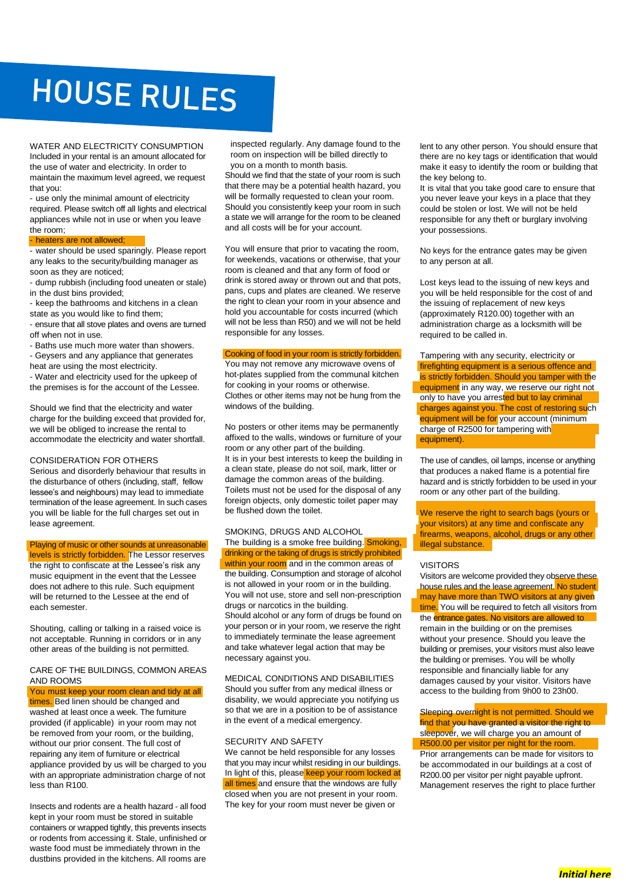# HOUSE RULES

## WATER AND ELECTRICITY CONSUMPTION

Included in your rental is an amount allocated for the use of water and electricity. In order to maintain the maximum level agreed, we request that you:

- use only the minimal amount of electricity required. Please switch off all lights and electrical appliances while not in use or when you leave the room;
- heaters are not allowed;
- water should be used sparingly. Please report any leaks to the security/building manager as soon as they are noticed;
- dump rubbish (including food uneaten or stale) in the dust bins provided;
- keep the bathrooms and kitchens in a clean state as you would like to find them;
- ensure that all stove plates and ovens are turned off when not in use.
- Baths use much more water than showers.
- Geysers and any appliance that generates heat are using the most electricity.
- Water and electricity used for the upkeep of the premises is for the account of the Lessee.

Should we find that the electricity and water charge for the building exceed that provided for, we will be obliged to increase the rental to accommodate the electricity and water shortfall.

## CONSIDERATION FOR OTHERS

Serious and disorderly behaviour that results in the disturbance of others (including, staff, fellow lessee's and neighbours) may lead to immediate termination of the lease agreement. In such cases you will be liable for the full charges set out in lease agreement.

Playing of music or other sounds at unreasonable levels is strictly forbidden. The Lessor reserves the right to confiscate at the Lessee's risk any music equipment in the event that the Lessee does not adhere to this rule. Such equipment will be returned to the Lessee at the end of each semester.

Shouting, calling or talking in a raised voice is not acceptable. Running in corridors or in any other areas of the building is not permitted.

## CARE OF THE BUILDINGS, COMMON AREAS AND ROOMS

You must keep your room clean and tidy at all times. Bed linen should be changed and washed at least once a week. The furniture provided (if applicable) in your room may not be removed from your room, or the building, without our prior consent. The full cost of repairing any item of furniture or electrical appliance provided by us will be charged to you with an appropriate administration charge of not less than R100.

Insects and rodents are a health hazard - all food kept in your room must be stored in suitable containers or wrapped tightly, this prevents insects or rodents from accessing it. Stale, unfinished or waste food must be immediately thrown in the dustbins provided in the kitchens. All rooms are inspected regularly. Any damage found to the room on inspection will be billed directly to you on a month to month basis.

Should we find that the state of your room is such that there may be a potential health hazard, you will be formally requested to clean your room. Should you consistently keep your room in such a state we will arrange for the room to be cleaned and all costs will be for your account.

You will ensure that prior to vacating the room, for weekends, vacations or otherwise, that your room is cleaned and that any form of food or drink is stored away or thrown out and that pots, pans, cups and plates are cleaned. We reserve the right to clean your room in your absence and hold you accountable for costs incurred (which will not be less than R50) and we will not be held responsible for any losses.

Cooking of food in your room is strictly forbidden. You may not remove any microwave ovens of hot-plates supplied from the communal kitchen for cooking in your rooms or otherwise.
Clothes or other items may not be hung from the windows of the building.

No posters or other items may be permanently affixed to the walls, windows or furniture of your room or any other part of the building.
It is in your best interests to keep the building in a clean state, please do not soil, mark, litter or damage the common areas of the building.
Toilets must not be used for the disposal of any foreign objects, only domestic toilet paper may be flushed down the toilet.

## SMOKING, DRUGS AND ALCOHOL

The building is a smoke free building. Smoking, drinking or the taking of drugs is strictly prohibited within your room and in the common areas of the building. Consumption and storage of alcohol is not allowed in your room or in the building.
You will not use, store and sell non-prescription drugs or narcotics in the building.
Should alcohol or any form of drugs be found on your person or in your room, we reserve the right to immediately terminate the lease agreement and take whatever legal action that may be necessary against you.

## MEDICAL CONDITIONS AND DISABILITIES

Should you suffer from any medical illness or disability, we would appreciate you notifying us so that we are in a position to be of assistance in the event of a medical emergency.

## SECURITY AND SAFETY

We cannot be held responsible for any losses that you may incur whilst residing in our buildings. In light of this, please keep your room locked at all times and ensure that the windows are fully closed when you are not present in your room.
The key for your room must never be given or lent to any other person. You should ensure that there are no key tags or identification that would make it easy to identify the room or building that the key belong to.
It is vital that you take good care to ensure that you never leave your keys in a place that they could be stolen or lost. We will not be held responsible for any theft or burglary involving your possessions.

No keys for the entrance gates may be given to any person at all.

Lost keys lead to the issuing of new keys and you will be held responsible for the cost of and the issuing of replacement of new keys (approximately R120.00) together with an administration charge as a locksmith will be required to be called in.

Tampering with any security, electricity or firefighting equipment is a serious offence and is strictly forbidden. Should you tamper with the equipment in any way, we reserve our right not only to have you arrested but to lay criminal charges against you. The cost of restoring such equipment will be for your account (minimum charge of R2500 for tampering with equipment).

The use of candles, oil lamps, incense or anything that produces a naked flame is a potential fire hazard and is strictly forbidden to be used in your room or any other part of the building.

We reserve the right to search bags (yours or your visitors) at any time and confiscate any firearms, weapons, alcohol, drugs or any other illegal substance.

## VISITORS

Visitors are welcome provided they observe these house rules and the lease agreement. No student may have more than TWO visitors at any given time. You will be required to fetch all visitors from the entrance gates. No visitors are allowed to remain in the building or on the premises without your presence. Should you leave the building or premises, your visitors must also leave the building or premises. You will be wholly responsible and financially liable for any damages caused by your visitor. Visitors have access to the building from 9h00 to 23h00.

Sleeping overnight is not permitted. Should we find that you have granted a visitor the right to sleepover, we will charge you an amount of R500.00 per visitor per night for the room.
Prior arrangements can be made for visitors to be accommodated in our buildings at a cost of R200.00 per visitor per night payable upfront.
Management reserves the right to place further

***Initial here***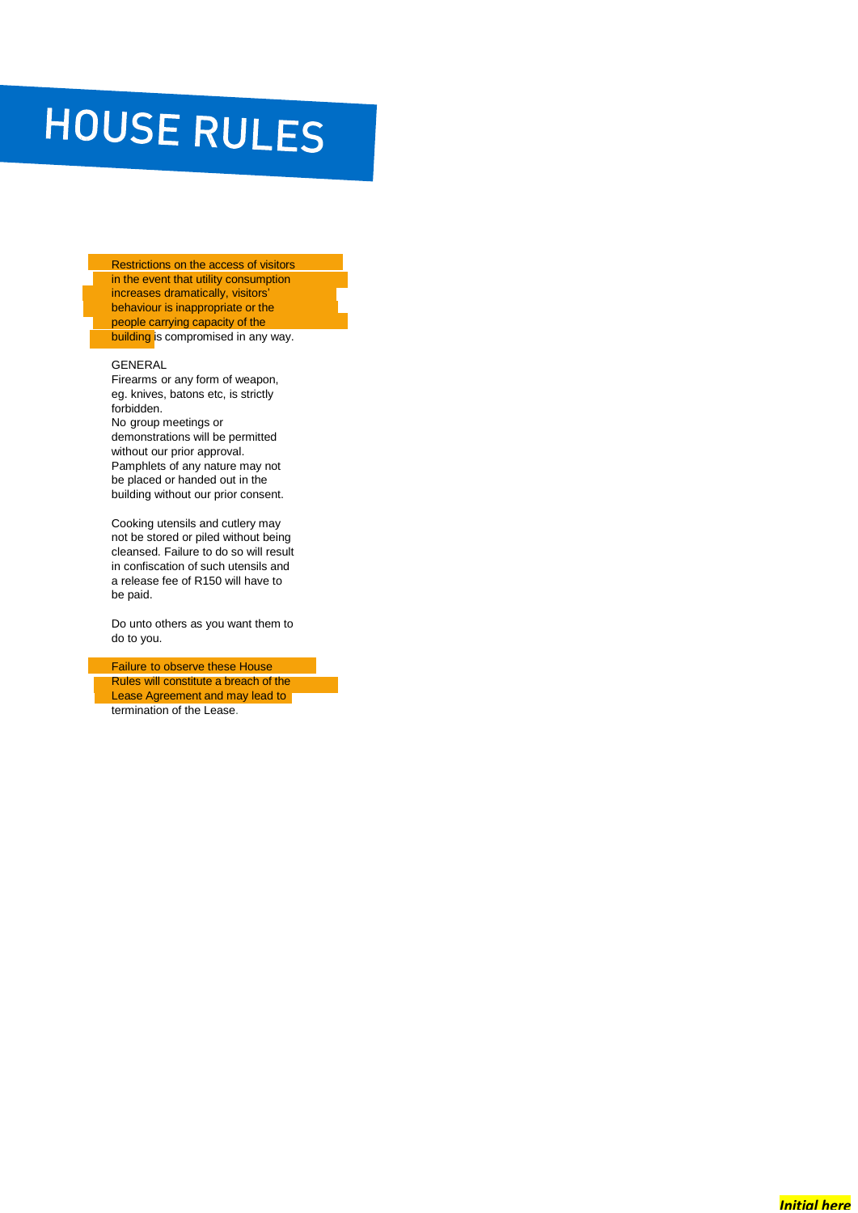# HOUSE RULES

Restrictions on the access of visitors in the event that utility consumption increases dramatically, visitors' behaviour is inappropriate or the people carrying capacity of the building is compromised in any way.

GENERAL

Firearms or any form of weapon, eg. knives, batons etc, is strictly forbidden.
No group meetings or demonstrations will be permitted without our prior approval.
Pamphlets of any nature may not be placed or handed out in the building without our prior consent.

Cooking utensils and cutlery may not be stored or piled without being cleansed. Failure to do so will result in confiscation of such utensils and a release fee of R150 will have to be paid.

Do unto others as you want them to do to you.

Failure to observe these House Rules will constitute a breach of the Lease Agreement and may lead to termination of the Lease.

***Initial here***